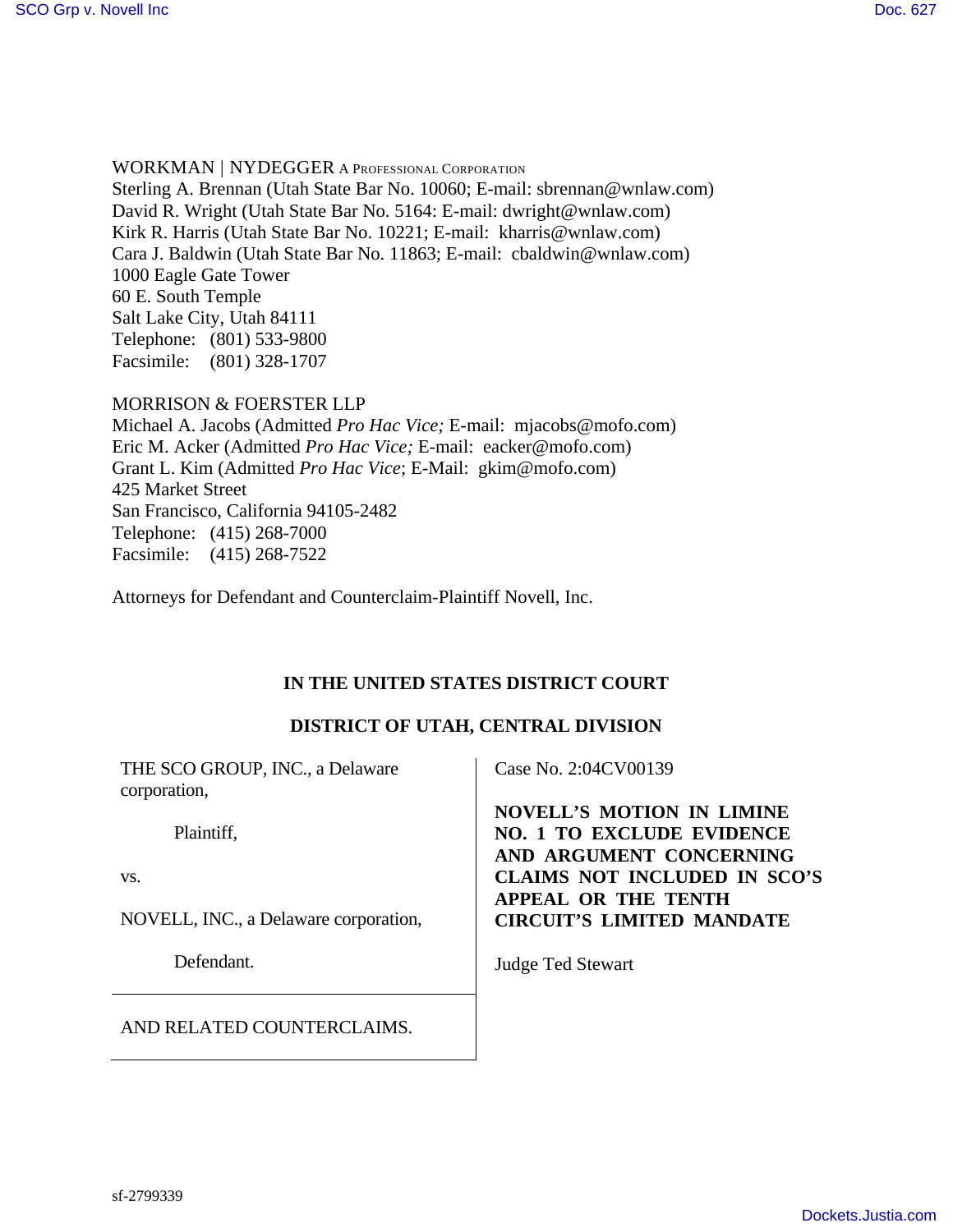WORKMAN | NYDEGGER A PROFESSIONAL CORPORATION
Sterling A. Brennan (Utah State Bar No. 10060; E-mail: sbrennan@wnlaw.com)
David R. Wright (Utah State Bar No. 5164: E-mail: dwright@wnlaw.com)
Kirk R. Harris (Utah State Bar No. 10221; E-mail: kharris@wnlaw.com)
Cara J. Baldwin (Utah State Bar No. 11863; E-mail: cbaldwin@wnlaw.com)
1000 Eagle Gate Tower
60 E. South Temple
Salt Lake City, Utah 84111
Telephone: (801) 533-9800
Facsimile: (801) 328-1707

MORRISON & FOERSTER LLP
Michael A. Jacobs (Admitted *Pro Hac Vice;* E-mail: mjacobs@mofo.com)
Eric M. Acker (Admitted *Pro Hac Vice;* E-mail: eacker@mofo.com)
Grant L. Kim (Admitted *Pro Hac Vice*; E-Mail: gkim@mofo.com)
425 Market Street
San Francisco, California 94105-2482
Telephone: (415) 268-7000
Facsimile: (415) 268-7522

Attorneys for Defendant and Counterclaim-Plaintiff Novell, Inc.

**IN THE UNITED STATES DISTRICT COURT**

**DISTRICT OF UTAH, CENTRAL DIVISION**

| | |
|---|---|
| THE SCO GROUP, INC., a Delaware corporation,<br><br>Plaintiff,<br><br>vs.<br><br>NOVELL, INC., a Delaware corporation,<br><br>Defendant. | Case No. 2:04CV00139<br><br>**NOVELL'S MOTION IN LIMINE NO. 1 TO EXCLUDE EVIDENCE AND ARGUMENT CONCERNING CLAIMS NOT INCLUDED IN SCO'S APPEAL OR THE TENTH CIRCUIT'S LIMITED MANDATE**<br><br>Judge Ted Stewart |
| AND RELATED COUNTERCLAIMS. | |

sf-2799339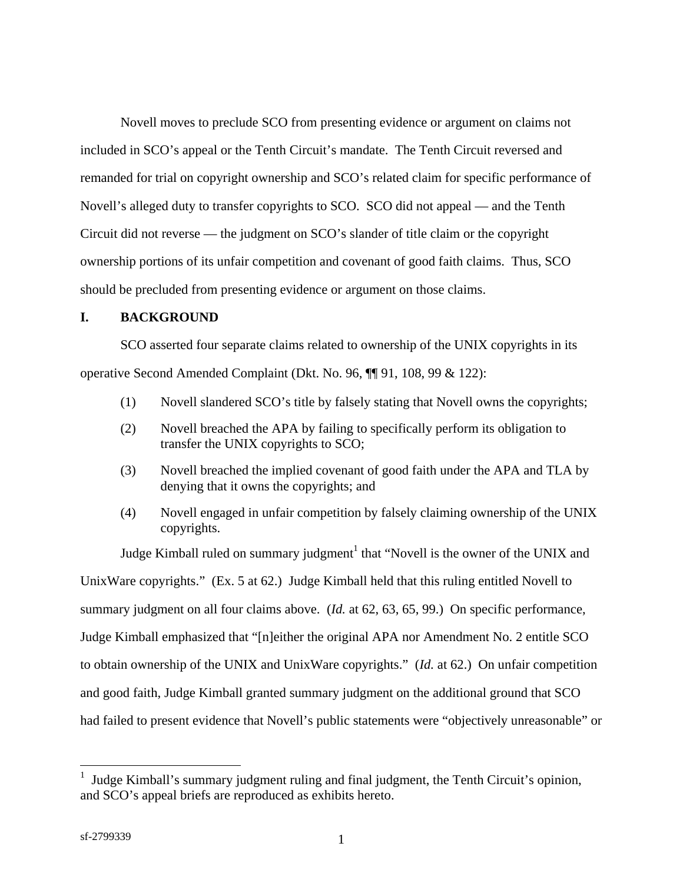Novell moves to preclude SCO from presenting evidence or argument on claims not included in SCO's appeal or the Tenth Circuit's mandate. The Tenth Circuit reversed and remanded for trial on copyright ownership and SCO's related claim for specific performance of Novell's alleged duty to transfer copyrights to SCO. SCO did not appeal — and the Tenth Circuit did not reverse — the judgment on SCO's slander of title claim or the copyright ownership portions of its unfair competition and covenant of good faith claims. Thus, SCO should be precluded from presenting evidence or argument on those claims.

## I. BACKGROUND

SCO asserted four separate claims related to ownership of the UNIX copyrights in its operative Second Amended Complaint (Dkt. No. 96, ¶¶ 91, 108, 99 & 122):

(1) Novell slandered SCO's title by falsely stating that Novell owns the copyrights;

(2) Novell breached the APA by failing to specifically perform its obligation to transfer the UNIX copyrights to SCO;

(3) Novell breached the implied covenant of good faith under the APA and TLA by denying that it owns the copyrights; and

(4) Novell engaged in unfair competition by falsely claiming ownership of the UNIX copyrights.

Judge Kimball ruled on summary judgment[1] that "Novell is the owner of the UNIX and UnixWare copyrights." (Ex. 5 at 62.) Judge Kimball held that this ruling entitled Novell to summary judgment on all four claims above. (*Id.* at 62, 63, 65, 99.) On specific performance, Judge Kimball emphasized that "[n]either the original APA nor Amendment No. 2 entitle SCO to obtain ownership of the UNIX and UnixWare copyrights." (*Id.* at 62.) On unfair competition and good faith, Judge Kimball granted summary judgment on the additional ground that SCO had failed to present evidence that Novell's public statements were "objectively unreasonable" or

[1] Judge Kimball's summary judgment ruling and final judgment, the Tenth Circuit's opinion, and SCO's appeal briefs are reproduced as exhibits hereto.

sf-2799339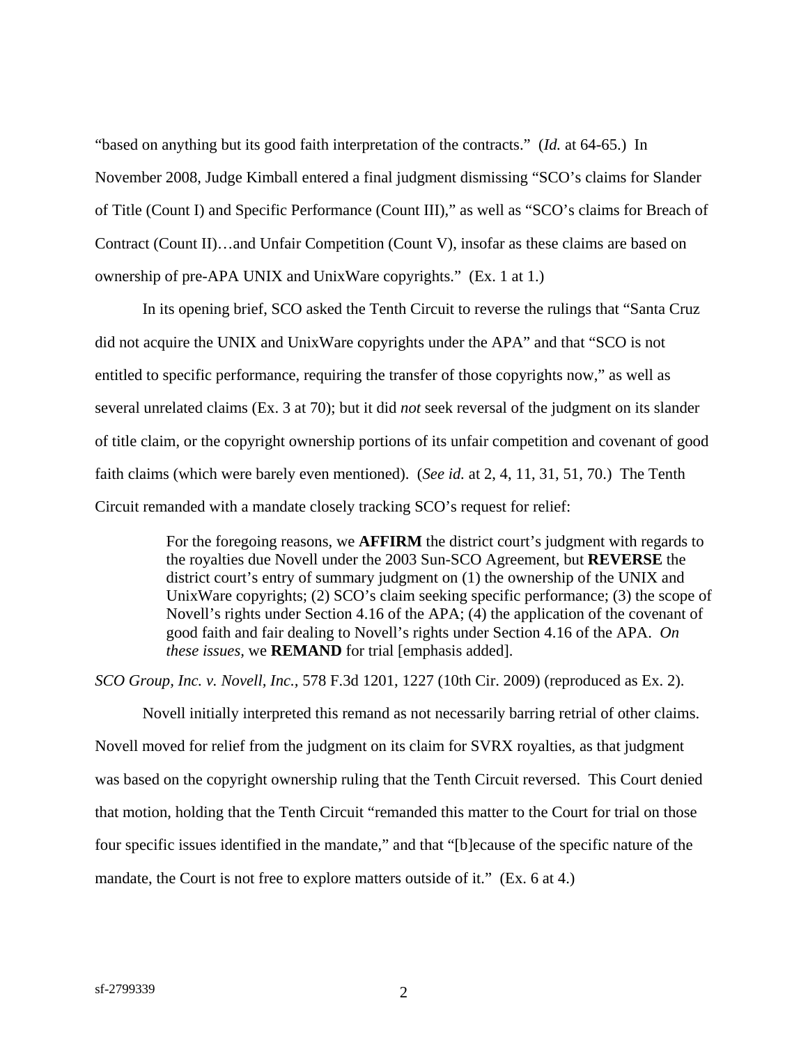"based on anything but its good faith interpretation of the contracts." (*Id.* at 64-65.) In November 2008, Judge Kimball entered a final judgment dismissing "SCO's claims for Slander of Title (Count I) and Specific Performance (Count III)," as well as "SCO's claims for Breach of Contract (Count II)…and Unfair Competition (Count V), insofar as these claims are based on ownership of pre-APA UNIX and UnixWare copyrights." (Ex. 1 at 1.)

In its opening brief, SCO asked the Tenth Circuit to reverse the rulings that "Santa Cruz did not acquire the UNIX and UnixWare copyrights under the APA" and that "SCO is not entitled to specific performance, requiring the transfer of those copyrights now," as well as several unrelated claims (Ex. 3 at 70); but it did *not* seek reversal of the judgment on its slander of title claim, or the copyright ownership portions of its unfair competition and covenant of good faith claims (which were barely even mentioned). (*See id.* at 2, 4, 11, 31, 51, 70.) The Tenth Circuit remanded with a mandate closely tracking SCO's request for relief:

> For the foregoing reasons, we **AFFIRM** the district court's judgment with regards to the royalties due Novell under the 2003 Sun-SCO Agreement, but **REVERSE** the district court's entry of summary judgment on (1) the ownership of the UNIX and UnixWare copyrights; (2) SCO's claim seeking specific performance; (3) the scope of Novell's rights under Section 4.16 of the APA; (4) the application of the covenant of good faith and fair dealing to Novell's rights under Section 4.16 of the APA. *On these issues*, we **REMAND** for trial [emphasis added].

*SCO Group, Inc. v. Novell, Inc.*, 578 F.3d 1201, 1227 (10th Cir. 2009) (reproduced as Ex. 2).

Novell initially interpreted this remand as not necessarily barring retrial of other claims. Novell moved for relief from the judgment on its claim for SVRX royalties, as that judgment was based on the copyright ownership ruling that the Tenth Circuit reversed. This Court denied that motion, holding that the Tenth Circuit "remanded this matter to the Court for trial on those four specific issues identified in the mandate," and that "[b]ecause of the specific nature of the mandate, the Court is not free to explore matters outside of it." (Ex. 6 at 4.)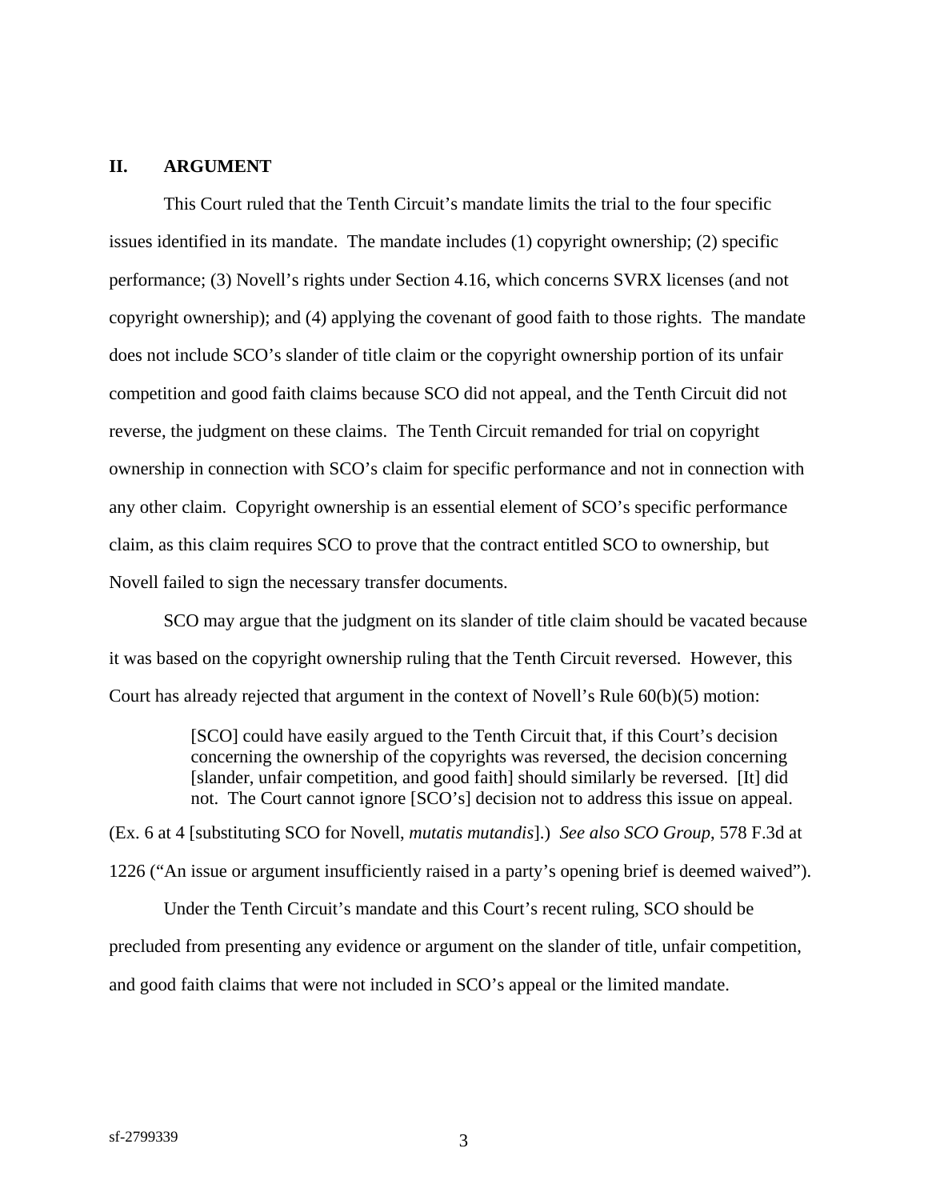## II. ARGUMENT

This Court ruled that the Tenth Circuit's mandate limits the trial to the four specific issues identified in its mandate. The mandate includes (1) copyright ownership; (2) specific performance; (3) Novell's rights under Section 4.16, which concerns SVRX licenses (and not copyright ownership); and (4) applying the covenant of good faith to those rights. The mandate does not include SCO's slander of title claim or the copyright ownership portion of its unfair competition and good faith claims because SCO did not appeal, and the Tenth Circuit did not reverse, the judgment on these claims. The Tenth Circuit remanded for trial on copyright ownership in connection with SCO's claim for specific performance and not in connection with any other claim. Copyright ownership is an essential element of SCO's specific performance claim, as this claim requires SCO to prove that the contract entitled SCO to ownership, but Novell failed to sign the necessary transfer documents.

SCO may argue that the judgment on its slander of title claim should be vacated because it was based on the copyright ownership ruling that the Tenth Circuit reversed. However, this Court has already rejected that argument in the context of Novell's Rule 60(b)(5) motion:

> [SCO] could have easily argued to the Tenth Circuit that, if this Court's decision concerning the ownership of the copyrights was reversed, the decision concerning [slander, unfair competition, and good faith] should similarly be reversed. [It] did not. The Court cannot ignore [SCO's] decision not to address this issue on appeal.

(Ex. 6 at 4 [substituting SCO for Novell, *mutatis mutandis*].) *See also SCO Group*, 578 F.3d at 1226 ("An issue or argument insufficiently raised in a party's opening brief is deemed waived").

Under the Tenth Circuit's mandate and this Court's recent ruling, SCO should be precluded from presenting any evidence or argument on the slander of title, unfair competition, and good faith claims that were not included in SCO's appeal or the limited mandate.

sf-2799339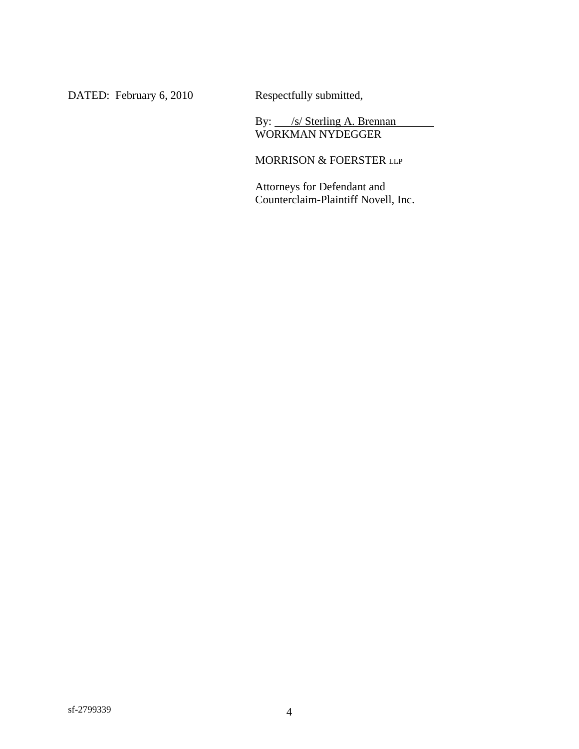DATED: February 6, 2010

Respectfully submitted,

By: /s/ Sterling A. Brennan
WORKMAN NYDEGGER

MORRISON & FOERSTER LLP

Attorneys for Defendant and
Counterclaim-Plaintiff Novell, Inc.

sf-2799339